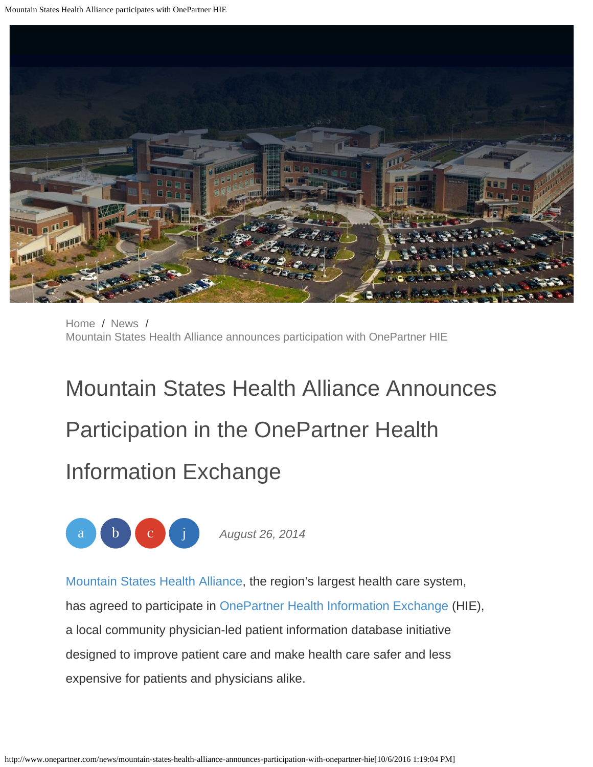Home / News / Mountain States Health Alliance announces participation with OnePartner HIE

# Mountain States Health Alliance Announces Participation in the OnePartner Health Information Exchange

a b c j *August 26, 2014*

Mountain States Health Alliance, the region's largest health care system, has agreed to participate in OnePartner Health Information Exchange (HIE), a local community physician-led patient information database initiative designed to improve patient care and make health care safer and less expensive for patients and physicians alike.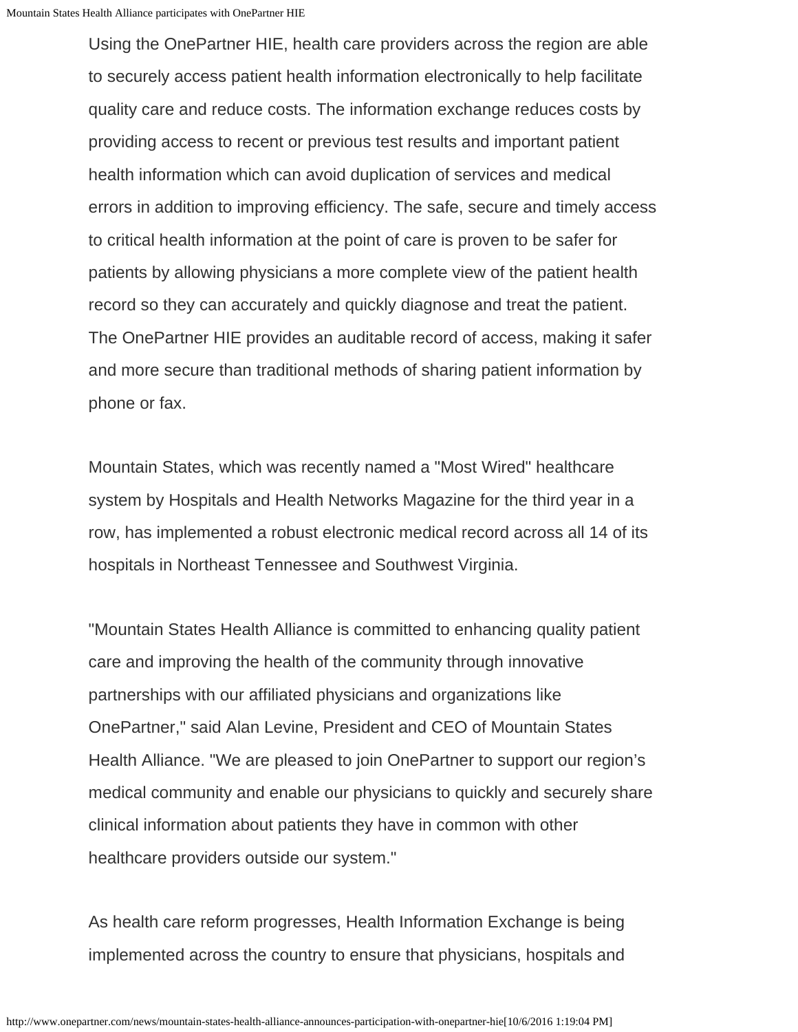Using the OnePartner HIE, health care providers across the region are able to securely access patient health information electronically to help facilitate quality care and reduce costs. The information exchange reduces costs by providing access to recent or previous test results and important patient health information which can avoid duplication of services and medical errors in addition to improving efficiency. The safe, secure and timely access to critical health information at the point of care is proven to be safer for patients by allowing physicians a more complete view of the patient health record so they can accurately and quickly diagnose and treat the patient. The OnePartner HIE provides an auditable record of access, making it safer and more secure than traditional methods of sharing patient information by phone or fax.

Mountain States, which was recently named a "Most Wired" healthcare system by Hospitals and Health Networks Magazine for the third year in a row, has implemented a robust electronic medical record across all 14 of its hospitals in Northeast Tennessee and Southwest Virginia.

"Mountain States Health Alliance is committed to enhancing quality patient care and improving the health of the community through innovative partnerships with our affiliated physicians and organizations like OnePartner," said Alan Levine, President and CEO of Mountain States Health Alliance. "We are pleased to join OnePartner to support our region's medical community and enable our physicians to quickly and securely share clinical information about patients they have in common with other healthcare providers outside our system."

As health care reform progresses, Health Information Exchange is being implemented across the country to ensure that physicians, hospitals and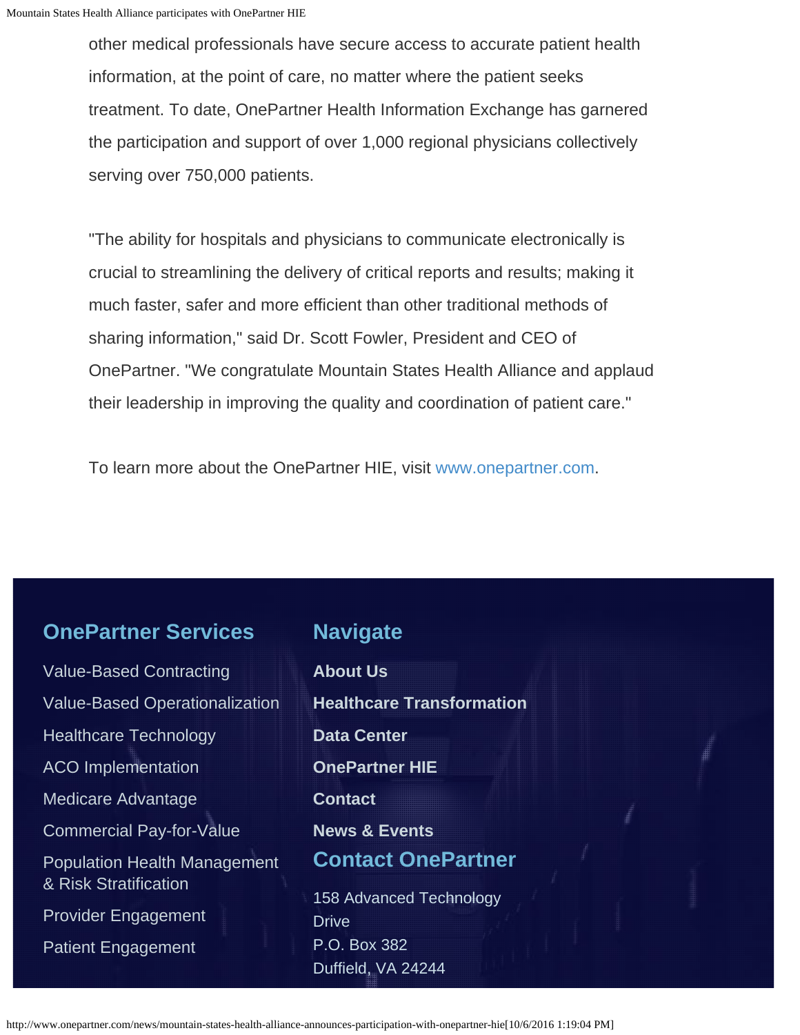other medical professionals have secure access to accurate patient health information, at the point of care, no matter where the patient seeks treatment. To date, OnePartner Health Information Exchange has garnered the participation and support of over 1,000 regional physicians collectively serving over 750,000 patients.

"The ability for hospitals and physicians to communicate electronically is crucial to streamlining the delivery of critical reports and results; making it much faster, safer and more efficient than other traditional methods of sharing information," said Dr. Scott Fowler, President and CEO of OnePartner. "We congratulate Mountain States Health Alliance and applaud their leadership in improving the quality and coordination of patient care."

To learn more about the OnePartner HIE, visit www.onepartner.com.

## OnePartner Services

- Value-Based Contracting
- Value-Based Operationalization
- Healthcare Technology
- ACO Implementation
- Medicare Advantage
- Commercial Pay-for-Value
- Population Health Management & Risk Stratification
- Provider Engagement
- Patient Engagement

## Navigate

- **About Us**
- **Healthcare Transformation**
- **Data Center**
- **OnePartner HIE**
- **Contact**
- **News & Events**

## Contact OnePartner

158 Advanced Technology Drive
P.O. Box 382
Duffield, VA 24244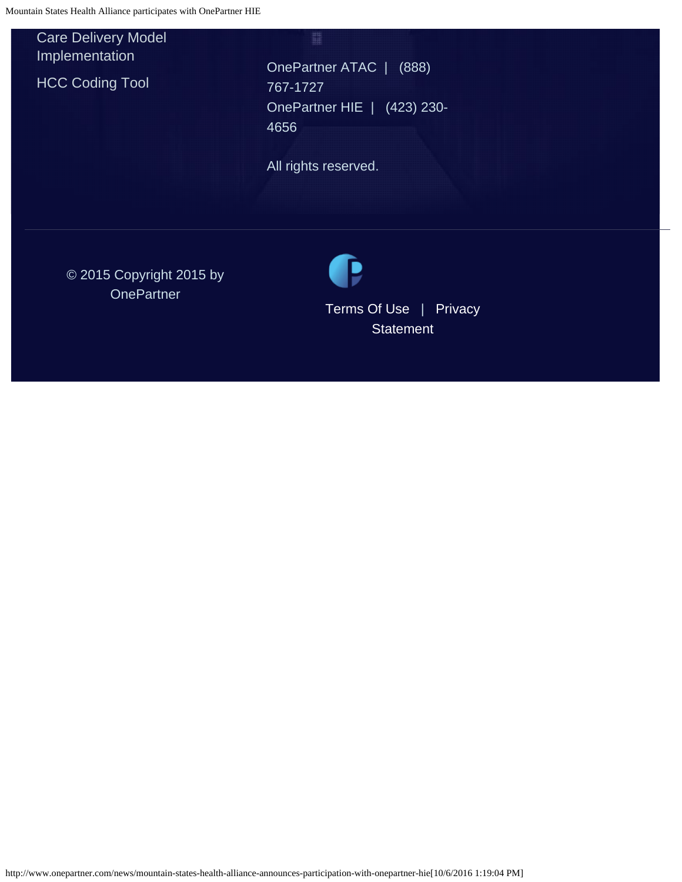Care Delivery Model Implementation

HCC Coding Tool

OnePartner ATAC | (888) 767-1727
OnePartner HIE | (423) 230-4656

All rights reserved.

© 2015 Copyright 2015 by OnePartner

Terms Of Use | Privacy Statement